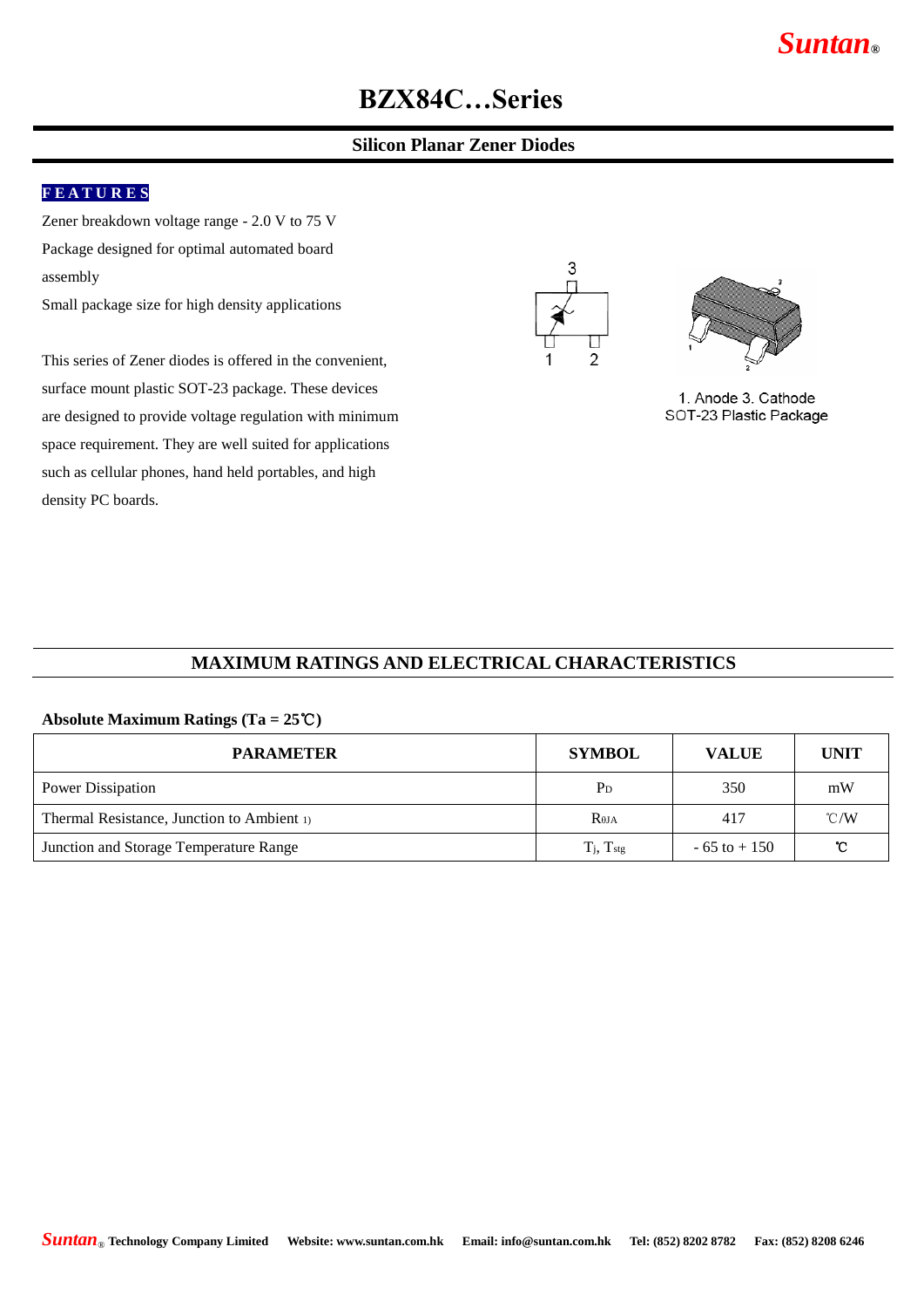# BZX84C…Series

## Silicon Planar Zener Diodes

**FEATURES**

Zener breakdown voltage range - 2.0 V to 75 V

Package designed for optimal automated board assembly

Small package size for high density applications

This series of Zener diodes is offered in the convenient, surface mount plastic SOT-23 package. These devices are designed to provide voltage regulation with minimum space requirement. They are well suited for applications such as cellular phones, hand held portables, and high density PC boards.

1. Anode 3. Cathode
SOT-23 Plastic Package

## MAXIMUM RATINGS AND ELECTRICAL CHARACTERISTICS

**Absolute Maximum Ratings (Ta = 25℃)**

| PARAMETER | SYMBOL | VALUE | UNIT |
|---|---|---|---|
| Power Dissipation | $P_D$ | 350 | mW |
| Thermal Resistance, Junction to Ambient 1) | $R_{\theta JA}$ | 417 | ℃/W |
| Junction and Storage Temperature Range | $T_j$, $T_{stg}$ | - 65 to + 150 | ℃ |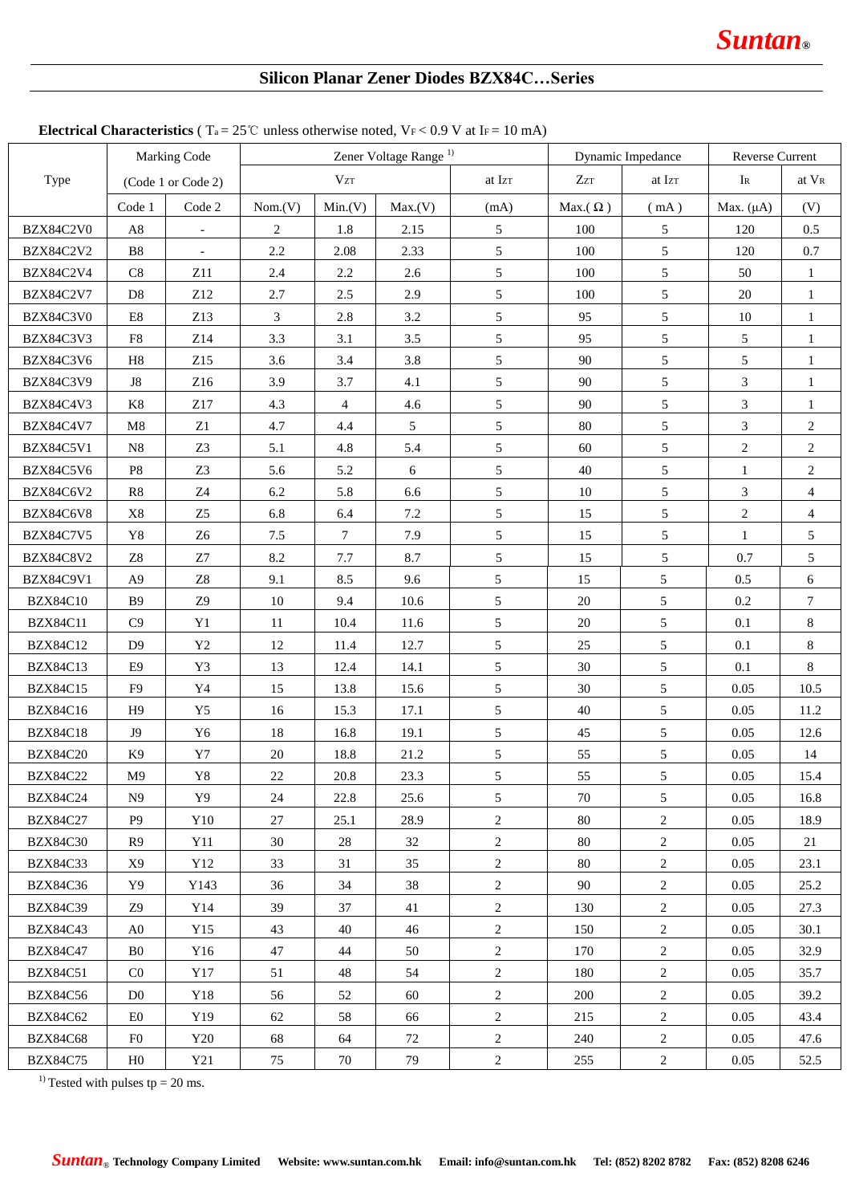# Silicon Planar Zener Diodes BZX84C…Series

**Electrical Characteristics** ( $T_a = 25$℃ unless otherwise noted, $V_F < 0.9$ V at $I_F = 10$ mA)

| Type | Marking Code (Code 1 or Code 2) | | Zener Voltage Range [1] | | | | Dynamic Impedance | | Reverse Current | |
|---|---|---|---|---|---|---|---|---|---|---|
| | | | $V_{ZT}$ | | | at $I_{ZT}$ | $Z_{ZT}$ | at $I_{ZT}$ | $I_R$ | at $V_R$ |
| | Code 1 | Code 2 | Nom.(V) | Min.(V) | Max.(V) | (mA) | Max.( Ω ) | ( mA ) | Max. (μA) | (V) |
| BZX84C2V0 | A8 | - | 2 | 1.8 | 2.15 | 5 | 100 | 5 | 120 | 0.5 |
| BZX84C2V2 | B8 | - | 2.2 | 2.08 | 2.33 | 5 | 100 | 5 | 120 | 0.7 |
| BZX84C2V4 | C8 | Z11 | 2.4 | 2.2 | 2.6 | 5 | 100 | 5 | 50 | 1 |
| BZX84C2V7 | D8 | Z12 | 2.7 | 2.5 | 2.9 | 5 | 100 | 5 | 20 | 1 |
| BZX84C3V0 | E8 | Z13 | 3 | 2.8 | 3.2 | 5 | 95 | 5 | 10 | 1 |
| BZX84C3V3 | F8 | Z14 | 3.3 | 3.1 | 3.5 | 5 | 95 | 5 | 5 | 1 |
| BZX84C3V6 | H8 | Z15 | 3.6 | 3.4 | 3.8 | 5 | 90 | 5 | 5 | 1 |
| BZX84C3V9 | J8 | Z16 | 3.9 | 3.7 | 4.1 | 5 | 90 | 5 | 3 | 1 |
| BZX84C4V3 | K8 | Z17 | 4.3 | 4 | 4.6 | 5 | 90 | 5 | 3 | 1 |
| BZX84C4V7 | M8 | Z1 | 4.7 | 4.4 | 5 | 5 | 80 | 5 | 3 | 2 |
| BZX84C5V1 | N8 | Z3 | 5.1 | 4.8 | 5.4 | 5 | 60 | 5 | 2 | 2 |
| BZX84C5V6 | P8 | Z3 | 5.6 | 5.2 | 6 | 5 | 40 | 5 | 1 | 2 |
| BZX84C6V2 | R8 | Z4 | 6.2 | 5.8 | 6.6 | 5 | 10 | 5 | 3 | 4 |
| BZX84C6V8 | X8 | Z5 | 6.8 | 6.4 | 7.2 | 5 | 15 | 5 | 2 | 4 |
| BZX84C7V5 | Y8 | Z6 | 7.5 | 7 | 7.9 | 5 | 15 | 5 | 1 | 5 |
| BZX84C8V2 | Z8 | Z7 | 8.2 | 7.7 | 8.7 | 5 | 15 | 5 | 0.7 | 5 |
| BZX84C9V1 | A9 | Z8 | 9.1 | 8.5 | 9.6 | 5 | 15 | 5 | 0.5 | 6 |
| BZX84C10 | B9 | Z9 | 10 | 9.4 | 10.6 | 5 | 20 | 5 | 0.2 | 7 |
| BZX84C11 | C9 | Y1 | 11 | 10.4 | 11.6 | 5 | 20 | 5 | 0.1 | 8 |
| BZX84C12 | D9 | Y2 | 12 | 11.4 | 12.7 | 5 | 25 | 5 | 0.1 | 8 |
| BZX84C13 | E9 | Y3 | 13 | 12.4 | 14.1 | 5 | 30 | 5 | 0.1 | 8 |
| BZX84C15 | F9 | Y4 | 15 | 13.8 | 15.6 | 5 | 30 | 5 | 0.05 | 10.5 |
| BZX84C16 | H9 | Y5 | 16 | 15.3 | 17.1 | 5 | 40 | 5 | 0.05 | 11.2 |
| BZX84C18 | J9 | Y6 | 18 | 16.8 | 19.1 | 5 | 45 | 5 | 0.05 | 12.6 |
| BZX84C20 | K9 | Y7 | 20 | 18.8 | 21.2 | 5 | 55 | 5 | 0.05 | 14 |
| BZX84C22 | M9 | Y8 | 22 | 20.8 | 23.3 | 5 | 55 | 5 | 0.05 | 15.4 |
| BZX84C24 | N9 | Y9 | 24 | 22.8 | 25.6 | 5 | 70 | 5 | 0.05 | 16.8 |
| BZX84C27 | P9 | Y10 | 27 | 25.1 | 28.9 | 2 | 80 | 2 | 0.05 | 18.9 |
| BZX84C30 | R9 | Y11 | 30 | 28 | 32 | 2 | 80 | 2 | 0.05 | 21 |
| BZX84C33 | X9 | Y12 | 33 | 31 | 35 | 2 | 80 | 2 | 0.05 | 23.1 |
| BZX84C36 | Y9 | Y143 | 36 | 34 | 38 | 2 | 90 | 2 | 0.05 | 25.2 |
| BZX84C39 | Z9 | Y14 | 39 | 37 | 41 | 2 | 130 | 2 | 0.05 | 27.3 |
| BZX84C43 | A0 | Y15 | 43 | 40 | 46 | 2 | 150 | 2 | 0.05 | 30.1 |
| BZX84C47 | B0 | Y16 | 47 | 44 | 50 | 2 | 170 | 2 | 0.05 | 32.9 |
| BZX84C51 | C0 | Y17 | 51 | 48 | 54 | 2 | 180 | 2 | 0.05 | 35.7 |
| BZX84C56 | D0 | Y18 | 56 | 52 | 60 | 2 | 200 | 2 | 0.05 | 39.2 |
| BZX84C62 | E0 | Y19 | 62 | 58 | 66 | 2 | 215 | 2 | 0.05 | 43.4 |
| BZX84C68 | F0 | Y20 | 68 | 64 | 72 | 2 | 240 | 2 | 0.05 | 47.6 |
| BZX84C75 | H0 | Y21 | 75 | 70 | 79 | 2 | 255 | 2 | 0.05 | 52.5 |

[1] Tested with pulses tp = 20 ms.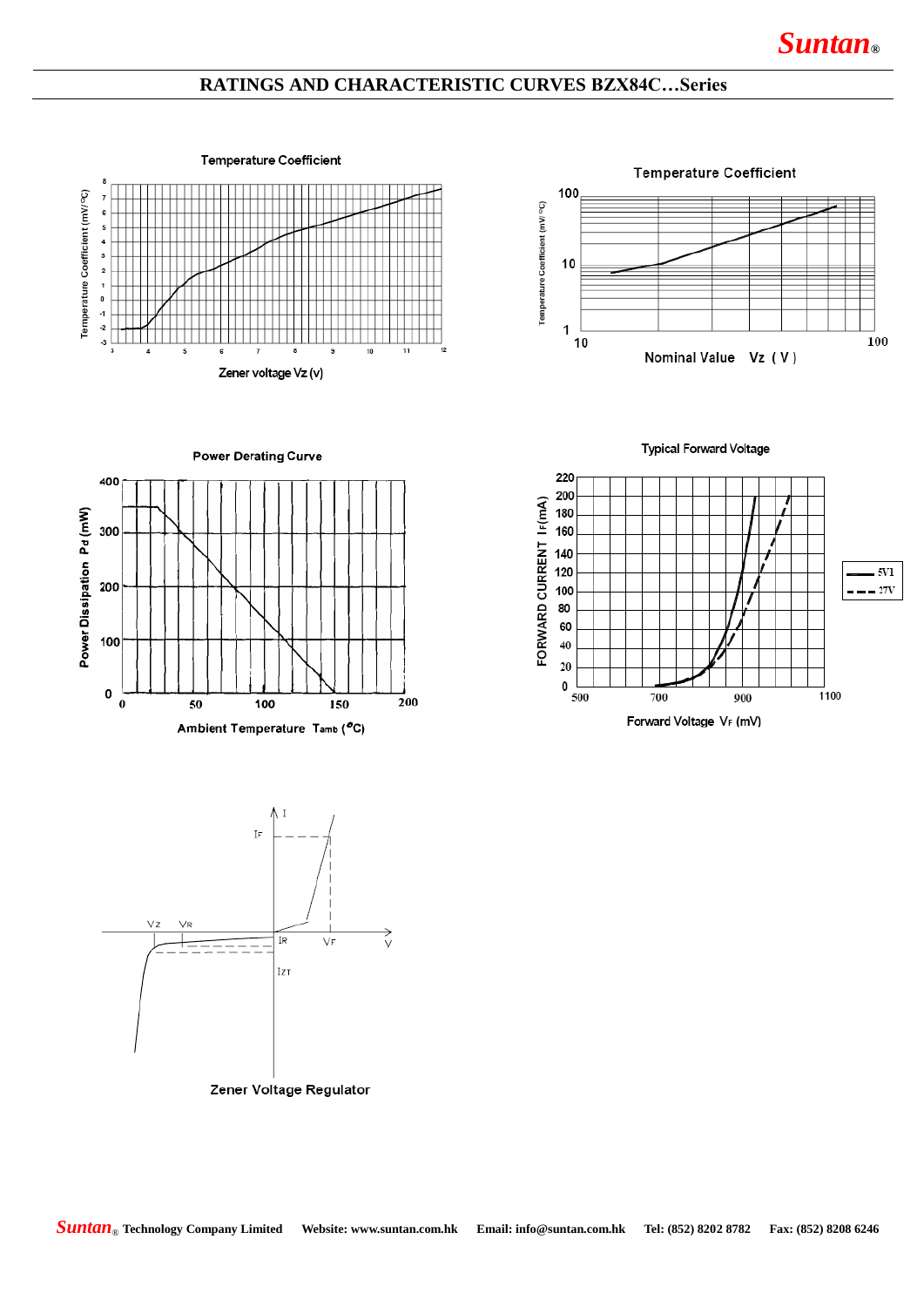# RATINGS AND CHARACTERISTIC CURVES BZX84C…Series

Temperature Coefficient

Temperature Coefficient (mV/°C)

8
7
6
5
4
3
2
1
0
-1
-2
-3

3 4 5 6 7 8 9 10 11 12

Zener voltage Vz (v)

Temperature Coefficient

Temperature Coefficient (mV/°C)

100
10
1

10 100

Nominal Value Vz ( V )

Power Derating Curve

Power Dissipation Pd (mW)

400
300
200
100
0

0 50 100 150 200

Ambient Temperature Tamb (°C)

Typical Forward Voltage

FORWARD CURRENT IF(mA)

220
200
180
160
140
120
100
80
60
40
20
0

500 700 900 1100

Forward Voltage VF (mV)

5V1
27V

I
IF
VZ VR
IR VF V
IZT

Zener Voltage Regulator